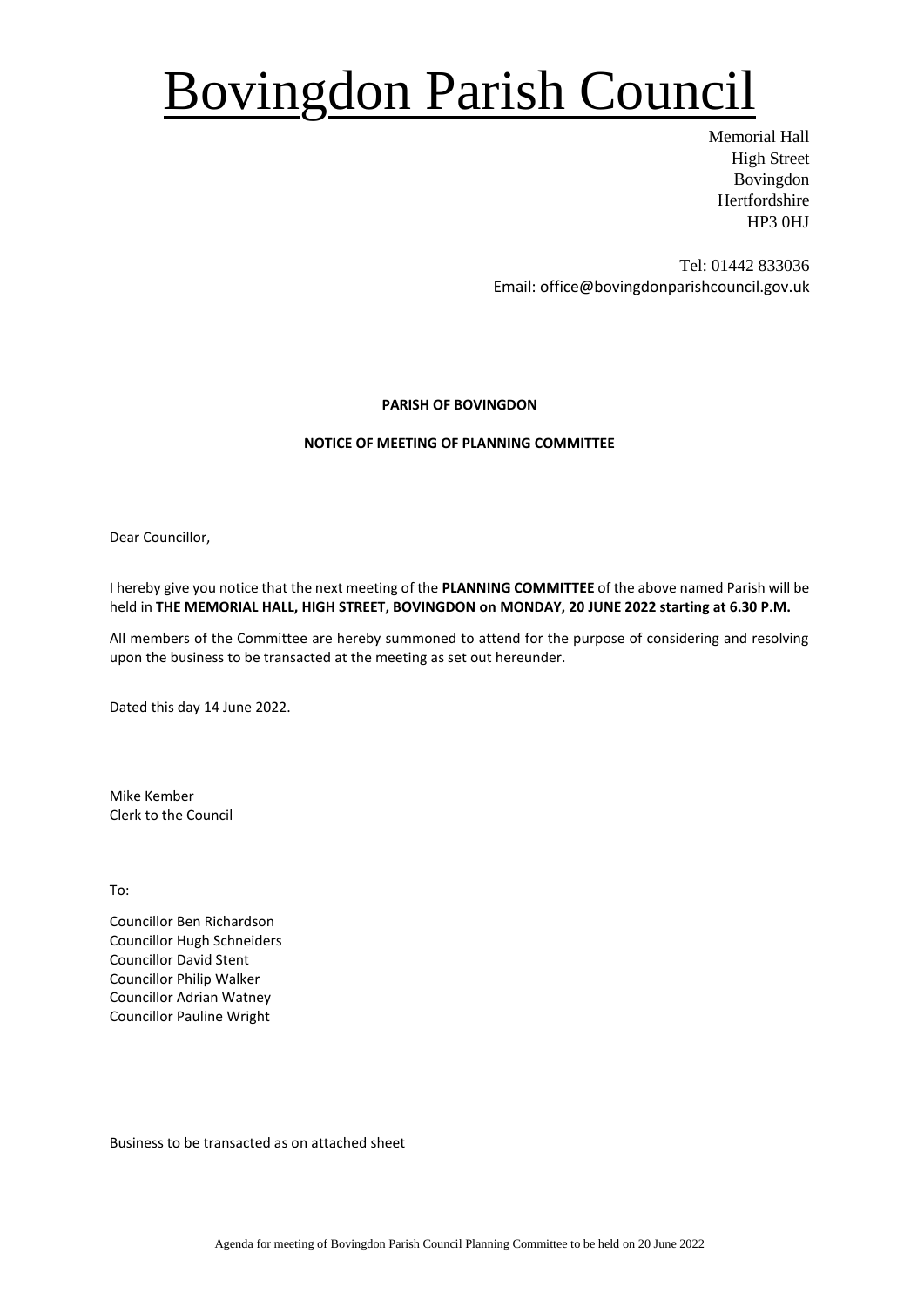# Bovingdon Parish Council

Memorial Hall
High Street
Bovingdon
Hertfordshire
HP3 0HJ

Tel: 01442 833036
Email: office@bovingdonparishcouncil.gov.uk

**PARISH OF BOVINGDON**

**NOTICE OF MEETING OF PLANNING COMMITTEE**

Dear Councillor,

I hereby give you notice that the next meeting of the **PLANNING COMMITTEE** of the above named Parish will be held in **THE MEMORIAL HALL, HIGH STREET, BOVINGDON on MONDAY, 20 JUNE 2022 starting at 6.30 P.M.**

All members of the Committee are hereby summoned to attend for the purpose of considering and resolving upon the business to be transacted at the meeting as set out hereunder.

Dated this day 14 June 2022.

Mike Kember
Clerk to the Council

To:

Councillor Ben Richardson
Councillor Hugh Schneiders
Councillor David Stent
Councillor Philip Walker
Councillor Adrian Watney
Councillor Pauline Wright

Business to be transacted as on attached sheet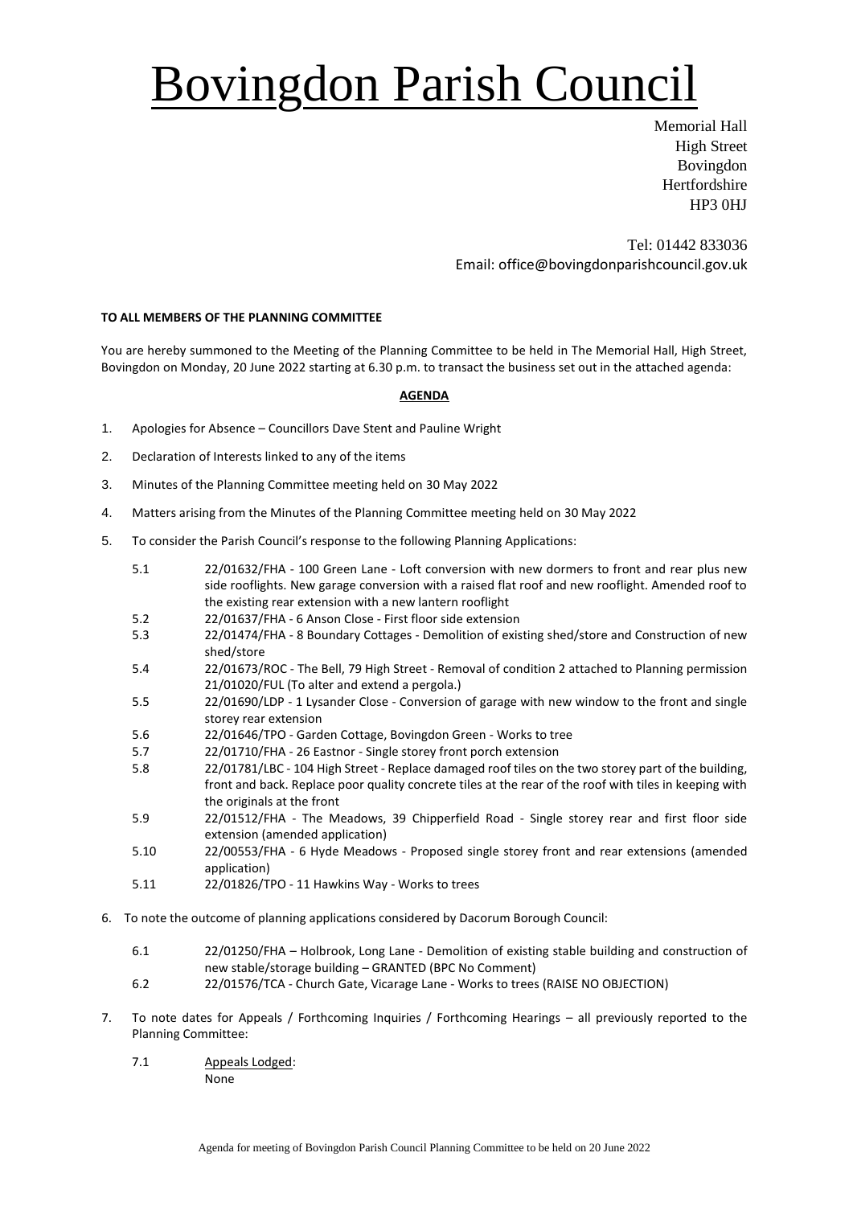# Bovingdon Parish Council

Memorial Hall
High Street
Bovingdon
Hertfordshire
HP3 0HJ

Tel: 01442 833036
Email: office@bovingdonparishcouncil.gov.uk

**TO ALL MEMBERS OF THE PLANNING COMMITTEE**

You are hereby summoned to the Meeting of the Planning Committee to be held in The Memorial Hall, High Street, Bovingdon on Monday, 20 June 2022 starting at 6.30 p.m. to transact the business set out in the attached agenda:

**AGENDA**

1. Apologies for Absence – Councillors Dave Stent and Pauline Wright
2. Declaration of Interests linked to any of the items
3. Minutes of the Planning Committee meeting held on 30 May 2022
4. Matters arising from the Minutes of the Planning Committee meeting held on 30 May 2022
5. To consider the Parish Council's response to the following Planning Applications:

   5.1 22/01632/FHA - 100 Green Lane - Loft conversion with new dormers to front and rear plus new side rooflights. New garage conversion with a raised flat roof and new rooflight. Amended roof to the existing rear extension with a new lantern rooflight

   5.2 22/01637/FHA - 6 Anson Close - First floor side extension

   5.3 22/01474/FHA - 8 Boundary Cottages - Demolition of existing shed/store and Construction of new shed/store

   5.4 22/01673/ROC - The Bell, 79 High Street - Removal of condition 2 attached to Planning permission 21/01020/FUL (To alter and extend a pergola.)

   5.5 22/01690/LDP - 1 Lysander Close - Conversion of garage with new window to the front and single storey rear extension

   5.6 22/01646/TPO - Garden Cottage, Bovingdon Green - Works to tree

   5.7 22/01710/FHA - 26 Eastnor - Single storey front porch extension

   5.8 22/01781/LBC - 104 High Street - Replace damaged roof tiles on the two storey part of the building, front and back. Replace poor quality concrete tiles at the rear of the roof with tiles in keeping with the originals at the front

   5.9 22/01512/FHA - The Meadows, 39 Chipperfield Road - Single storey rear and first floor side extension (amended application)

   5.10 22/00553/FHA - 6 Hyde Meadows - Proposed single storey front and rear extensions (amended application)

   5.11 22/01826/TPO - 11 Hawkins Way - Works to trees

6. To note the outcome of planning applications considered by Dacorum Borough Council:

   6.1 22/01250/FHA – Holbrook, Long Lane - Demolition of existing stable building and construction of new stable/storage building – GRANTED (BPC No Comment)

   6.2 22/01576/TCA - Church Gate, Vicarage Lane - Works to trees (RAISE NO OBJECTION)

7. To note dates for Appeals / Forthcoming Inquiries / Forthcoming Hearings – all previously reported to the Planning Committee:

   7.1 Appeals Lodged:
   None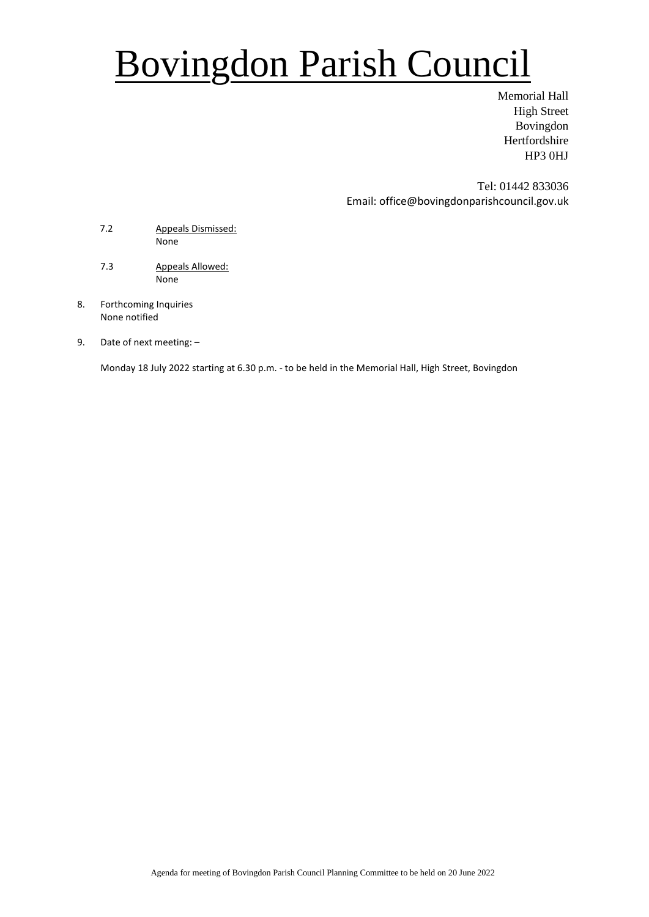# Bovingdon Parish Council

Memorial Hall
High Street
Bovingdon
Hertfordshire
HP3 0HJ

Tel: 01442 833036
Email: office@bovingdonparishcouncil.gov.uk

7.2 Appeals Dismissed:
None

7.3 Appeals Allowed:
None

8. Forthcoming Inquiries
None notified

9. Date of next meeting: –

Monday 18 July 2022 starting at 6.30 p.m. - to be held in the Memorial Hall, High Street, Bovingdon